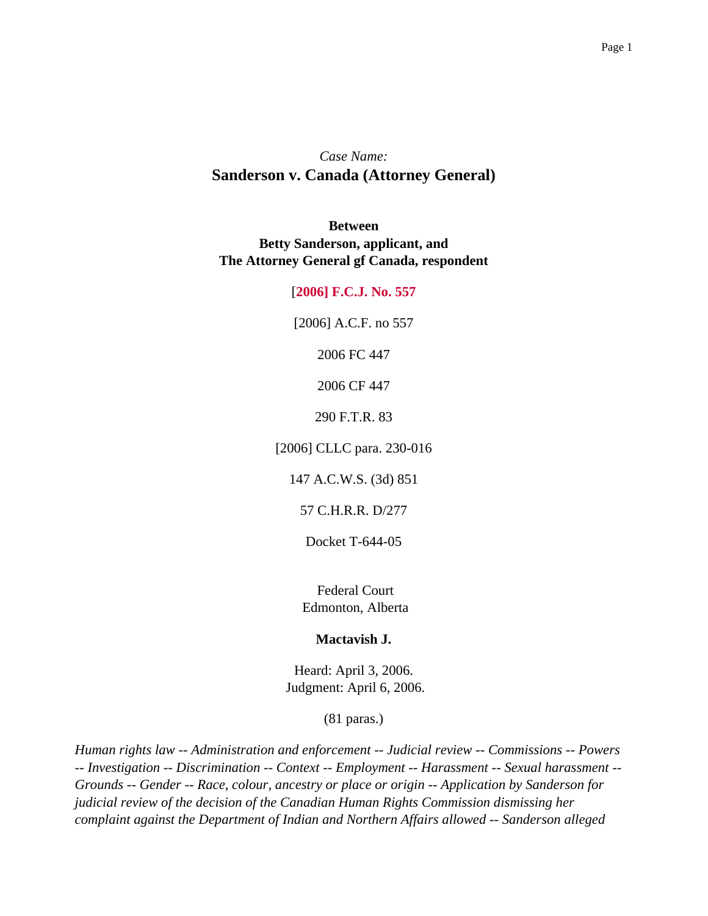*Case Name:*

# Sanderson v. Canada (Attorney General)

**Between**
**Betty Sanderson, applicant, and**
**The Attorney General gf Canada, respondent**

**[2006] F.C.J. No. 557**

[2006] A.C.F. no 557

2006 FC 447

2006 CF 447

290 F.T.R. 83

[2006] CLLC para. 230-016

147 A.C.W.S. (3d) 851

57 C.H.R.R. D/277

Docket T-644-05

Federal Court
Edmonton, Alberta

**Mactavish J.**

Heard: April 3, 2006.
Judgment: April 6, 2006.

(81 paras.)

*Human rights law -- Administration and enforcement -- Judicial review -- Commissions -- Powers -- Investigation -- Discrimination -- Context -- Employment -- Harassment -- Sexual harassment -- Grounds -- Gender -- Race, colour, ancestry or place or origin -- Application by Sanderson for judicial review of the decision of the Canadian Human Rights Commission dismissing her complaint against the Department of Indian and Northern Affairs allowed -- Sanderson alleged*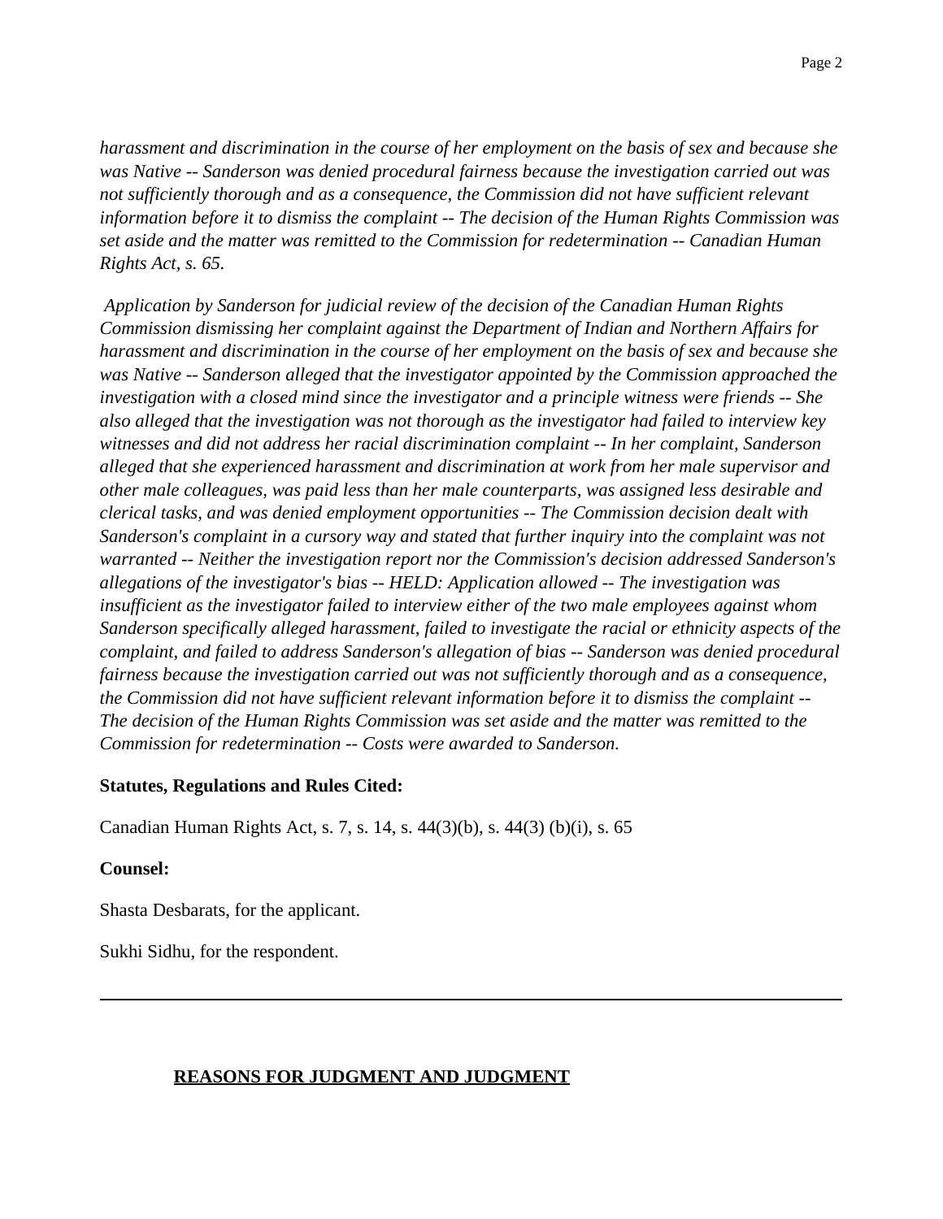*harassment and discrimination in the course of her employment on the basis of sex and because she was Native -- Sanderson was denied procedural fairness because the investigation carried out was not sufficiently thorough and as a consequence, the Commission did not have sufficient relevant information before it to dismiss the complaint -- The decision of the Human Rights Commission was set aside and the matter was remitted to the Commission for redetermination -- Canadian Human Rights Act, s. 65.*

*Application by Sanderson for judicial review of the decision of the Canadian Human Rights Commission dismissing her complaint against the Department of Indian and Northern Affairs for harassment and discrimination in the course of her employment on the basis of sex and because she was Native -- Sanderson alleged that the investigator appointed by the Commission approached the investigation with a closed mind since the investigator and a principle witness were friends -- She also alleged that the investigation was not thorough as the investigator had failed to interview key witnesses and did not address her racial discrimination complaint -- In her complaint, Sanderson alleged that she experienced harassment and discrimination at work from her male supervisor and other male colleagues, was paid less than her male counterparts, was assigned less desirable and clerical tasks, and was denied employment opportunities -- The Commission decision dealt with Sanderson's complaint in a cursory way and stated that further inquiry into the complaint was not warranted -- Neither the investigation report nor the Commission's decision addressed Sanderson's allegations of the investigator's bias -- HELD: Application allowed -- The investigation was insufficient as the investigator failed to interview either of the two male employees against whom Sanderson specifically alleged harassment, failed to investigate the racial or ethnicity aspects of the complaint, and failed to address Sanderson's allegation of bias -- Sanderson was denied procedural fairness because the investigation carried out was not sufficiently thorough and as a consequence, the Commission did not have sufficient relevant information before it to dismiss the complaint -- The decision of the Human Rights Commission was set aside and the matter was remitted to the Commission for redetermination -- Costs were awarded to Sanderson.*

**Statutes, Regulations and Rules Cited:**

Canadian Human Rights Act, s. 7, s. 14, s. 44(3)(b), s. 44(3) (b)(i), s. 65

**Counsel:**

Shasta Desbarats, for the applicant.

Sukhi Sidhu, for the respondent.

---

## REASONS FOR JUDGMENT AND JUDGMENT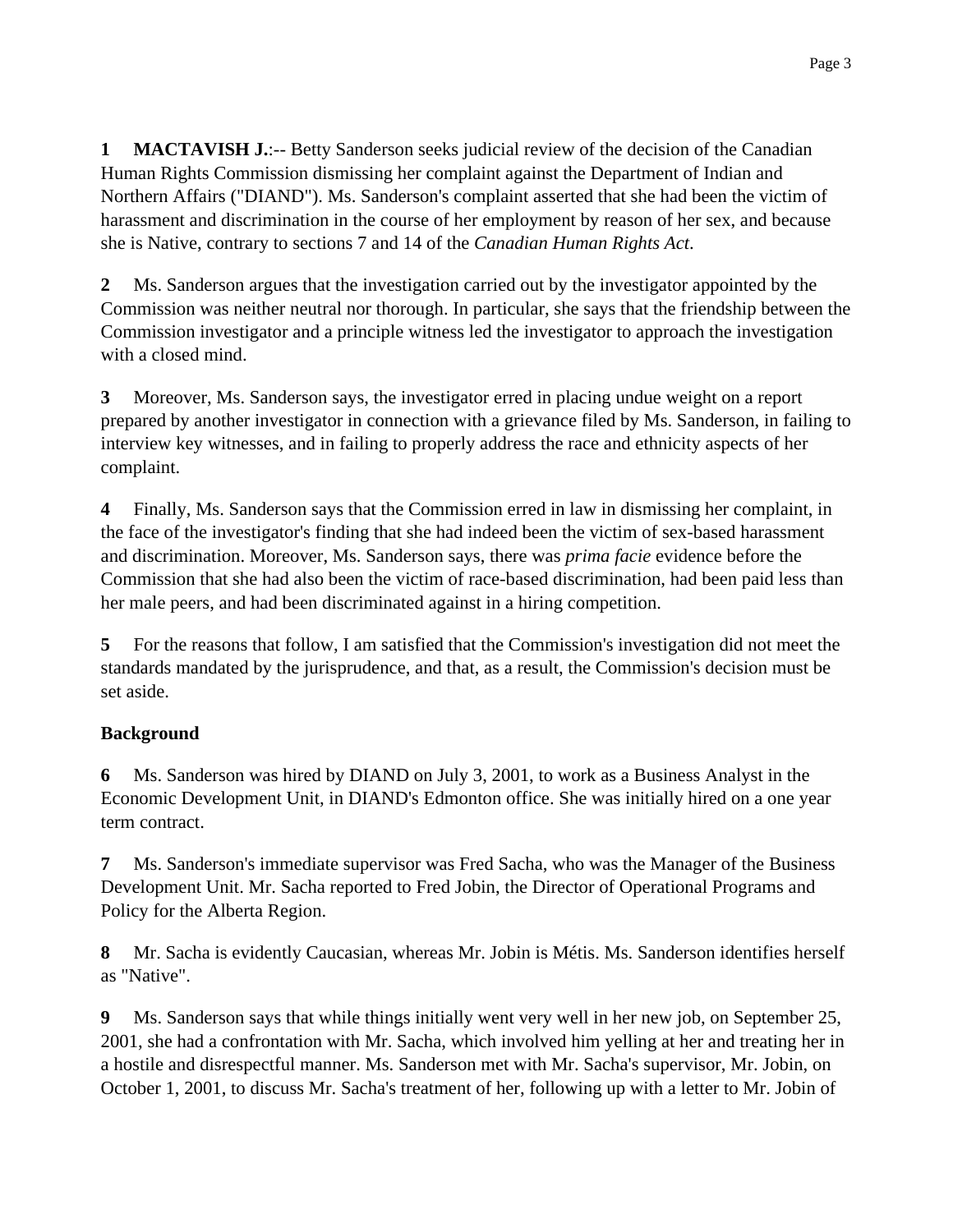**1** **MACTAVISH J.**:-- Betty Sanderson seeks judicial review of the decision of the Canadian Human Rights Commission dismissing her complaint against the Department of Indian and Northern Affairs ("DIAND"). Ms. Sanderson's complaint asserted that she had been the victim of harassment and discrimination in the course of her employment by reason of her sex, and because she is Native, contrary to sections 7 and 14 of the *Canadian Human Rights Act*.

**2** Ms. Sanderson argues that the investigation carried out by the investigator appointed by the Commission was neither neutral nor thorough. In particular, she says that the friendship between the Commission investigator and a principle witness led the investigator to approach the investigation with a closed mind.

**3** Moreover, Ms. Sanderson says, the investigator erred in placing undue weight on a report prepared by another investigator in connection with a grievance filed by Ms. Sanderson, in failing to interview key witnesses, and in failing to properly address the race and ethnicity aspects of her complaint.

**4** Finally, Ms. Sanderson says that the Commission erred in law in dismissing her complaint, in the face of the investigator's finding that she had indeed been the victim of sex-based harassment and discrimination. Moreover, Ms. Sanderson says, there was *prima facie* evidence before the Commission that she had also been the victim of race-based discrimination, had been paid less than her male peers, and had been discriminated against in a hiring competition.

**5** For the reasons that follow, I am satisfied that the Commission's investigation did not meet the standards mandated by the jurisprudence, and that, as a result, the Commission's decision must be set aside.

**Background**

**6** Ms. Sanderson was hired by DIAND on July 3, 2001, to work as a Business Analyst in the Economic Development Unit, in DIAND's Edmonton office. She was initially hired on a one year term contract.

**7** Ms. Sanderson's immediate supervisor was Fred Sacha, who was the Manager of the Business Development Unit. Mr. Sacha reported to Fred Jobin, the Director of Operational Programs and Policy for the Alberta Region.

**8** Mr. Sacha is evidently Caucasian, whereas Mr. Jobin is Métis. Ms. Sanderson identifies herself as "Native".

**9** Ms. Sanderson says that while things initially went very well in her new job, on September 25, 2001, she had a confrontation with Mr. Sacha, which involved him yelling at her and treating her in a hostile and disrespectful manner. Ms. Sanderson met with Mr. Sacha's supervisor, Mr. Jobin, on October 1, 2001, to discuss Mr. Sacha's treatment of her, following up with a letter to Mr. Jobin of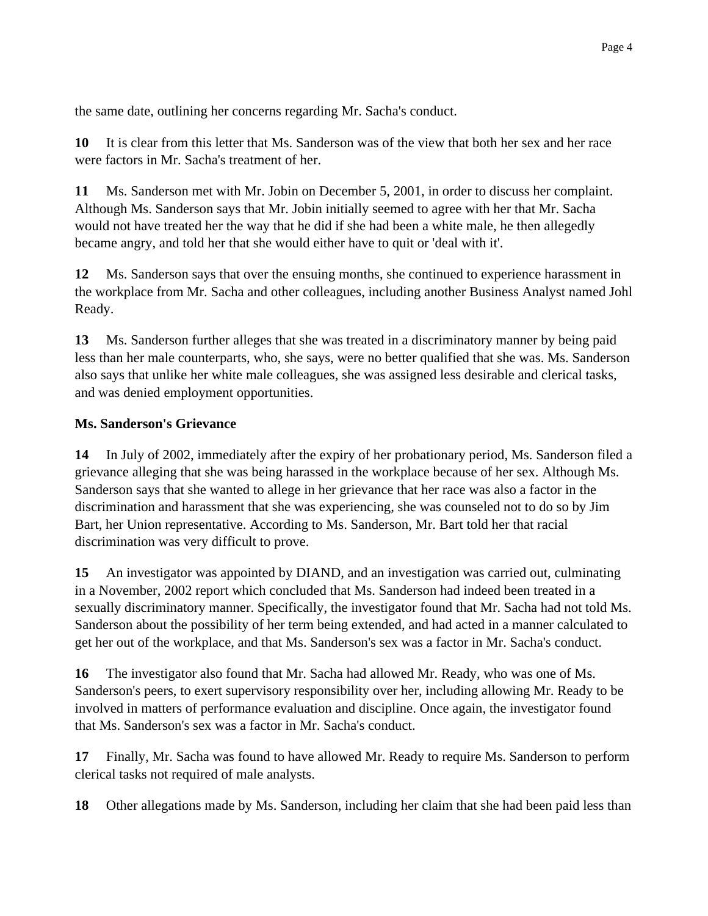the same date, outlining her concerns regarding Mr. Sacha's conduct.

**10** It is clear from this letter that Ms. Sanderson was of the view that both her sex and her race were factors in Mr. Sacha's treatment of her.

**11** Ms. Sanderson met with Mr. Jobin on December 5, 2001, in order to discuss her complaint. Although Ms. Sanderson says that Mr. Jobin initially seemed to agree with her that Mr. Sacha would not have treated her the way that he did if she had been a white male, he then allegedly became angry, and told her that she would either have to quit or 'deal with it'.

**12** Ms. Sanderson says that over the ensuing months, she continued to experience harassment in the workplace from Mr. Sacha and other colleagues, including another Business Analyst named Johl Ready.

**13** Ms. Sanderson further alleges that she was treated in a discriminatory manner by being paid less than her male counterparts, who, she says, were no better qualified that she was. Ms. Sanderson also says that unlike her white male colleagues, she was assigned less desirable and clerical tasks, and was denied employment opportunities.

**Ms. Sanderson's Grievance**

**14** In July of 2002, immediately after the expiry of her probationary period, Ms. Sanderson filed a grievance alleging that she was being harassed in the workplace because of her sex. Although Ms. Sanderson says that she wanted to allege in her grievance that her race was also a factor in the discrimination and harassment that she was experiencing, she was counseled not to do so by Jim Bart, her Union representative. According to Ms. Sanderson, Mr. Bart told her that racial discrimination was very difficult to prove.

**15** An investigator was appointed by DIAND, and an investigation was carried out, culminating in a November, 2002 report which concluded that Ms. Sanderson had indeed been treated in a sexually discriminatory manner. Specifically, the investigator found that Mr. Sacha had not told Ms. Sanderson about the possibility of her term being extended, and had acted in a manner calculated to get her out of the workplace, and that Ms. Sanderson's sex was a factor in Mr. Sacha's conduct.

**16** The investigator also found that Mr. Sacha had allowed Mr. Ready, who was one of Ms. Sanderson's peers, to exert supervisory responsibility over her, including allowing Mr. Ready to be involved in matters of performance evaluation and discipline. Once again, the investigator found that Ms. Sanderson's sex was a factor in Mr. Sacha's conduct.

**17** Finally, Mr. Sacha was found to have allowed Mr. Ready to require Ms. Sanderson to perform clerical tasks not required of male analysts.

**18** Other allegations made by Ms. Sanderson, including her claim that she had been paid less than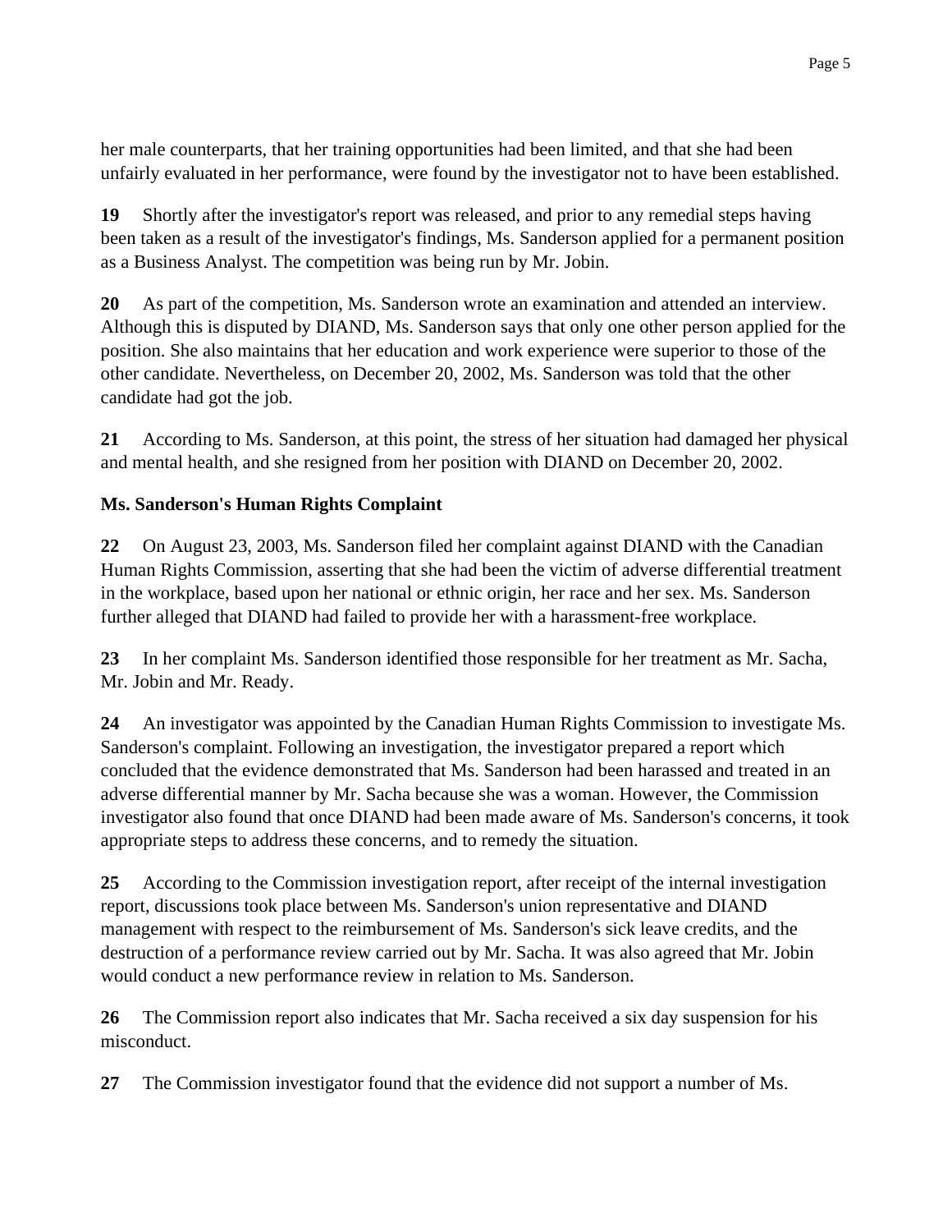her male counterparts, that her training opportunities had been limited, and that she had been unfairly evaluated in her performance, were found by the investigator not to have been established.

**19** Shortly after the investigator's report was released, and prior to any remedial steps having been taken as a result of the investigator's findings, Ms. Sanderson applied for a permanent position as a Business Analyst. The competition was being run by Mr. Jobin.

**20** As part of the competition, Ms. Sanderson wrote an examination and attended an interview. Although this is disputed by DIAND, Ms. Sanderson says that only one other person applied for the position. She also maintains that her education and work experience were superior to those of the other candidate. Nevertheless, on December 20, 2002, Ms. Sanderson was told that the other candidate had got the job.

**21** According to Ms. Sanderson, at this point, the stress of her situation had damaged her physical and mental health, and she resigned from her position with DIAND on December 20, 2002.

**Ms. Sanderson's Human Rights Complaint**

**22** On August 23, 2003, Ms. Sanderson filed her complaint against DIAND with the Canadian Human Rights Commission, asserting that she had been the victim of adverse differential treatment in the workplace, based upon her national or ethnic origin, her race and her sex. Ms. Sanderson further alleged that DIAND had failed to provide her with a harassment-free workplace.

**23** In her complaint Ms. Sanderson identified those responsible for her treatment as Mr. Sacha, Mr. Jobin and Mr. Ready.

**24** An investigator was appointed by the Canadian Human Rights Commission to investigate Ms. Sanderson's complaint. Following an investigation, the investigator prepared a report which concluded that the evidence demonstrated that Ms. Sanderson had been harassed and treated in an adverse differential manner by Mr. Sacha because she was a woman. However, the Commission investigator also found that once DIAND had been made aware of Ms. Sanderson's concerns, it took appropriate steps to address these concerns, and to remedy the situation.

**25** According to the Commission investigation report, after receipt of the internal investigation report, discussions took place between Ms. Sanderson's union representative and DIAND management with respect to the reimbursement of Ms. Sanderson's sick leave credits, and the destruction of a performance review carried out by Mr. Sacha. It was also agreed that Mr. Jobin would conduct a new performance review in relation to Ms. Sanderson.

**26** The Commission report also indicates that Mr. Sacha received a six day suspension for his misconduct.

**27** The Commission investigator found that the evidence did not support a number of Ms.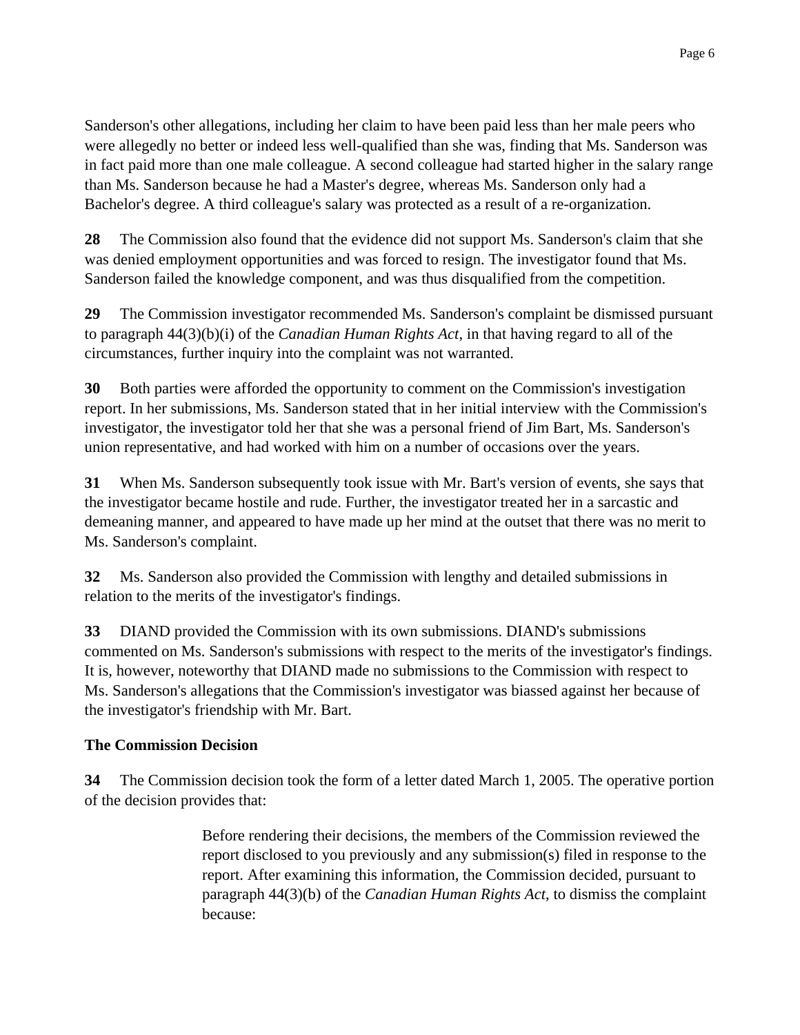Sanderson's other allegations, including her claim to have been paid less than her male peers who were allegedly no better or indeed less well-qualified than she was, finding that Ms. Sanderson was in fact paid more than one male colleague. A second colleague had started higher in the salary range than Ms. Sanderson because he had a Master's degree, whereas Ms. Sanderson only had a Bachelor's degree. A third colleague's salary was protected as a result of a re-organization.

**28** The Commission also found that the evidence did not support Ms. Sanderson's claim that she was denied employment opportunities and was forced to resign. The investigator found that Ms. Sanderson failed the knowledge component, and was thus disqualified from the competition.

**29** The Commission investigator recommended Ms. Sanderson's complaint be dismissed pursuant to paragraph 44(3)(b)(i) of the *Canadian Human Rights Act*, in that having regard to all of the circumstances, further inquiry into the complaint was not warranted.

**30** Both parties were afforded the opportunity to comment on the Commission's investigation report. In her submissions, Ms. Sanderson stated that in her initial interview with the Commission's investigator, the investigator told her that she was a personal friend of Jim Bart, Ms. Sanderson's union representative, and had worked with him on a number of occasions over the years.

**31** When Ms. Sanderson subsequently took issue with Mr. Bart's version of events, she says that the investigator became hostile and rude. Further, the investigator treated her in a sarcastic and demeaning manner, and appeared to have made up her mind at the outset that there was no merit to Ms. Sanderson's complaint.

**32** Ms. Sanderson also provided the Commission with lengthy and detailed submissions in relation to the merits of the investigator's findings.

**33** DIAND provided the Commission with its own submissions. DIAND's submissions commented on Ms. Sanderson's submissions with respect to the merits of the investigator's findings. It is, however, noteworthy that DIAND made no submissions to the Commission with respect to Ms. Sanderson's allegations that the Commission's investigator was biassed against her because of the investigator's friendship with Mr. Bart.

**The Commission Decision**

**34** The Commission decision took the form of a letter dated March 1, 2005. The operative portion of the decision provides that:

> Before rendering their decisions, the members of the Commission reviewed the report disclosed to you previously and any submission(s) filed in response to the report. After examining this information, the Commission decided, pursuant to paragraph 44(3)(b) of the *Canadian Human Rights Act*, to dismiss the complaint because: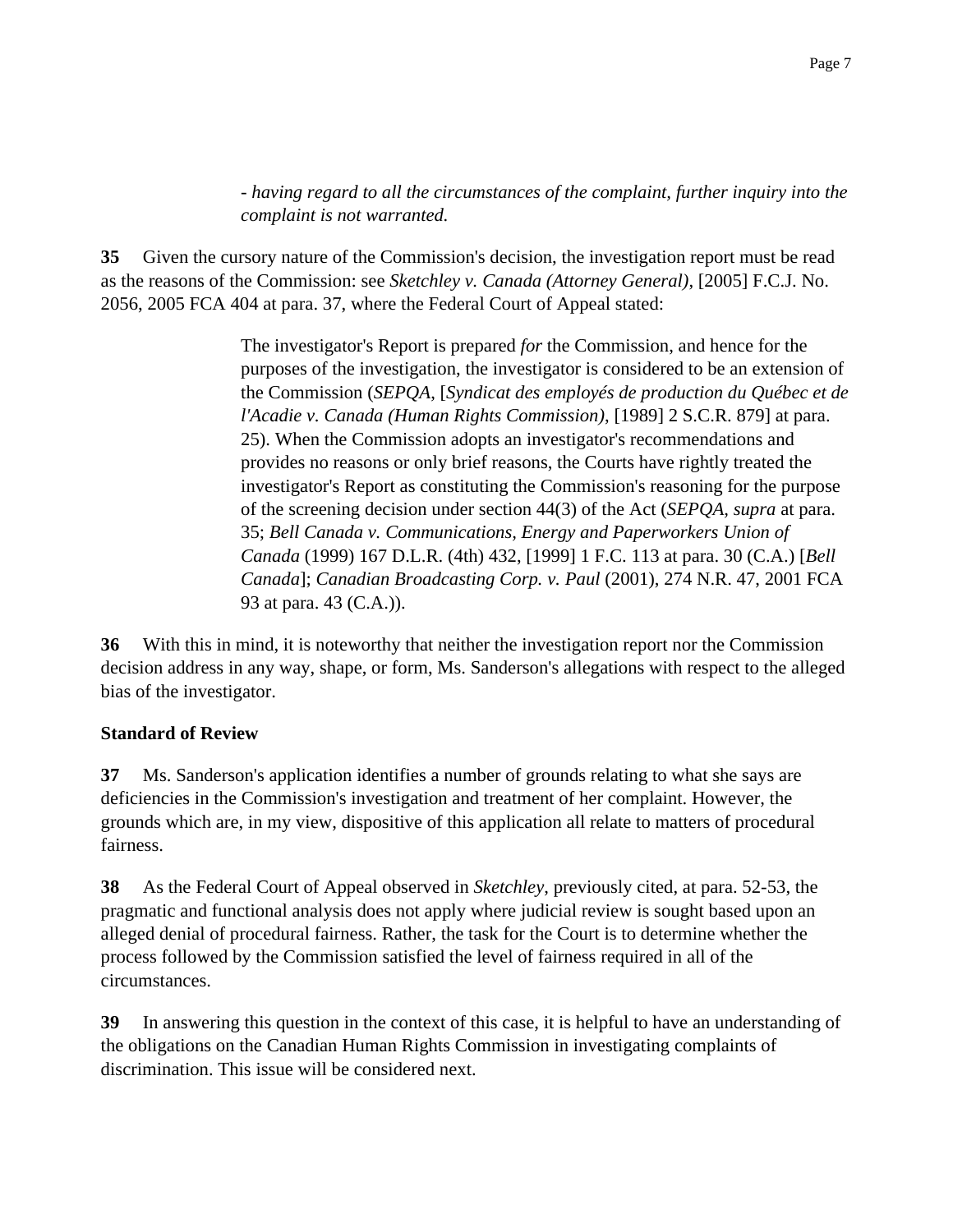> *- having regard to all the circumstances of the complaint, further inquiry into the complaint is not warranted.*

**35** Given the cursory nature of the Commission's decision, the investigation report must be read as the reasons of the Commission: see *Sketchley v. Canada (Attorney General)*, [2005] F.C.J. No. 2056, 2005 FCA 404 at para. 37, where the Federal Court of Appeal stated:

> The investigator's Report is prepared *for* the Commission, and hence for the purposes of the investigation, the investigator is considered to be an extension of the Commission (*SEPQA*, [*Syndicat des employés de production du Québec et de l'Acadie v. Canada (Human Rights Commission)*, [1989] 2 S.C.R. 879] at para. 25). When the Commission adopts an investigator's recommendations and provides no reasons or only brief reasons, the Courts have rightly treated the investigator's Report as constituting the Commission's reasoning for the purpose of the screening decision under section 44(3) of the Act (*SEPQA*, *supra* at para. 35; *Bell Canada v. Communications, Energy and Paperworkers Union of Canada* (1999) 167 D.L.R. (4th) 432, [1999] 1 F.C. 113 at para. 30 (C.A.) [*Bell Canada*]; *Canadian Broadcasting Corp. v. Paul* (2001), 274 N.R. 47, 2001 FCA 93 at para. 43 (C.A.)).

**36** With this in mind, it is noteworthy that neither the investigation report nor the Commission decision address in any way, shape, or form, Ms. Sanderson's allegations with respect to the alleged bias of the investigator.

**Standard of Review**

**37** Ms. Sanderson's application identifies a number of grounds relating to what she says are deficiencies in the Commission's investigation and treatment of her complaint. However, the grounds which are, in my view, dispositive of this application all relate to matters of procedural fairness.

**38** As the Federal Court of Appeal observed in *Sketchley*, previously cited, at para. 52-53, the pragmatic and functional analysis does not apply where judicial review is sought based upon an alleged denial of procedural fairness. Rather, the task for the Court is to determine whether the process followed by the Commission satisfied the level of fairness required in all of the circumstances.

**39** In answering this question in the context of this case, it is helpful to have an understanding of the obligations on the Canadian Human Rights Commission in investigating complaints of discrimination. This issue will be considered next.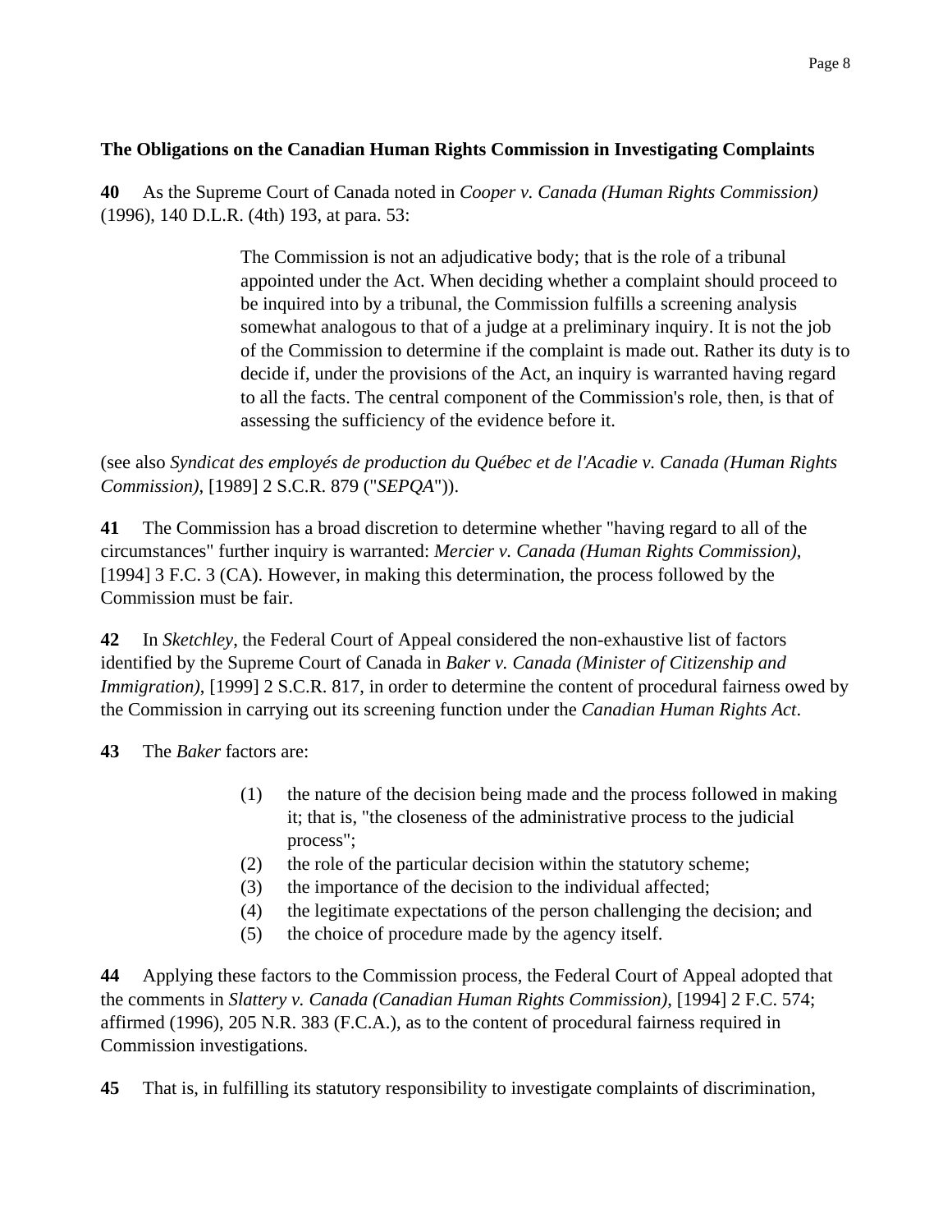**The Obligations on the Canadian Human Rights Commission in Investigating Complaints**

**40** As the Supreme Court of Canada noted in *Cooper v. Canada (Human Rights Commission)* (1996), 140 D.L.R. (4th) 193, at para. 53:

> The Commission is not an adjudicative body; that is the role of a tribunal appointed under the Act. When deciding whether a complaint should proceed to be inquired into by a tribunal, the Commission fulfills a screening analysis somewhat analogous to that of a judge at a preliminary inquiry. It is not the job of the Commission to determine if the complaint is made out. Rather its duty is to decide if, under the provisions of the Act, an inquiry is warranted having regard to all the facts. The central component of the Commission's role, then, is that of assessing the sufficiency of the evidence before it.

(see also *Syndicat des employés de production du Québec et de l'Acadie v. Canada (Human Rights Commission)*, [1989] 2 S.C.R. 879 ("*SEPQA*")).

**41** The Commission has a broad discretion to determine whether "having regard to all of the circumstances" further inquiry is warranted: *Mercier v. Canada (Human Rights Commission)*, [1994] 3 F.C. 3 (CA). However, in making this determination, the process followed by the Commission must be fair.

**42** In *Sketchley*, the Federal Court of Appeal considered the non-exhaustive list of factors identified by the Supreme Court of Canada in *Baker v. Canada (Minister of Citizenship and Immigration)*, [1999] 2 S.C.R. 817, in order to determine the content of procedural fairness owed by the Commission in carrying out its screening function under the *Canadian Human Rights Act*.

**43** The *Baker* factors are:

> (1) the nature of the decision being made and the process followed in making it; that is, "the closeness of the administrative process to the judicial process";
> (2) the role of the particular decision within the statutory scheme;
> (3) the importance of the decision to the individual affected;
> (4) the legitimate expectations of the person challenging the decision; and
> (5) the choice of procedure made by the agency itself.

**44** Applying these factors to the Commission process, the Federal Court of Appeal adopted that the comments in *Slattery v. Canada (Canadian Human Rights Commission)*, [1994] 2 F.C. 574; affirmed (1996), 205 N.R. 383 (F.C.A.), as to the content of procedural fairness required in Commission investigations.

**45** That is, in fulfilling its statutory responsibility to investigate complaints of discrimination,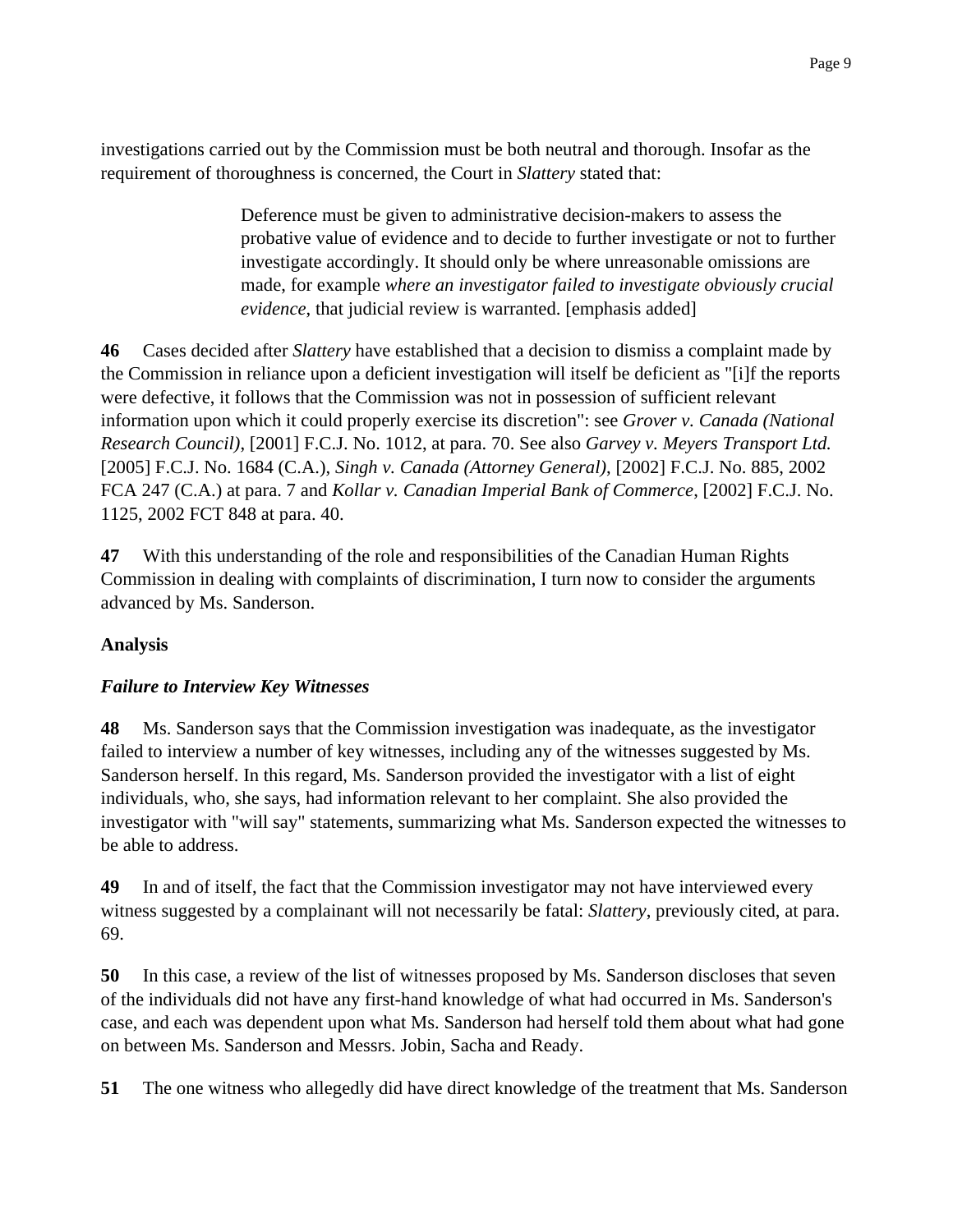investigations carried out by the Commission must be both neutral and thorough. Insofar as the requirement of thoroughness is concerned, the Court in *Slattery* stated that:

> Deference must be given to administrative decision-makers to assess the probative value of evidence and to decide to further investigate or not to further investigate accordingly. It should only be where unreasonable omissions are made, for example *where an investigator failed to investigate obviously crucial evidence*, that judicial review is warranted. [emphasis added]

**46** Cases decided after *Slattery* have established that a decision to dismiss a complaint made by the Commission in reliance upon a deficient investigation will itself be deficient as "[i]f the reports were defective, it follows that the Commission was not in possession of sufficient relevant information upon which it could properly exercise its discretion": see *Grover v. Canada (National Research Council)*, [2001] F.C.J. No. 1012, at para. 70. See also *Garvey v. Meyers Transport Ltd.* [2005] F.C.J. No. 1684 (C.A.), *Singh v. Canada (Attorney General)*, [2002] F.C.J. No. 885, 2002 FCA 247 (C.A.) at para. 7 and *Kollar v. Canadian Imperial Bank of Commerce*, [2002] F.C.J. No. 1125, 2002 FCT 848 at para. 40.

**47** With this understanding of the role and responsibilities of the Canadian Human Rights Commission in dealing with complaints of discrimination, I turn now to consider the arguments advanced by Ms. Sanderson.

**Analysis**

***Failure to Interview Key Witnesses***

**48** Ms. Sanderson says that the Commission investigation was inadequate, as the investigator failed to interview a number of key witnesses, including any of the witnesses suggested by Ms. Sanderson herself. In this regard, Ms. Sanderson provided the investigator with a list of eight individuals, who, she says, had information relevant to her complaint. She also provided the investigator with "will say" statements, summarizing what Ms. Sanderson expected the witnesses to be able to address.

**49** In and of itself, the fact that the Commission investigator may not have interviewed every witness suggested by a complainant will not necessarily be fatal: *Slattery*, previously cited, at para. 69.

**50** In this case, a review of the list of witnesses proposed by Ms. Sanderson discloses that seven of the individuals did not have any first-hand knowledge of what had occurred in Ms. Sanderson's case, and each was dependent upon what Ms. Sanderson had herself told them about what had gone on between Ms. Sanderson and Messrs. Jobin, Sacha and Ready.

**51** The one witness who allegedly did have direct knowledge of the treatment that Ms. Sanderson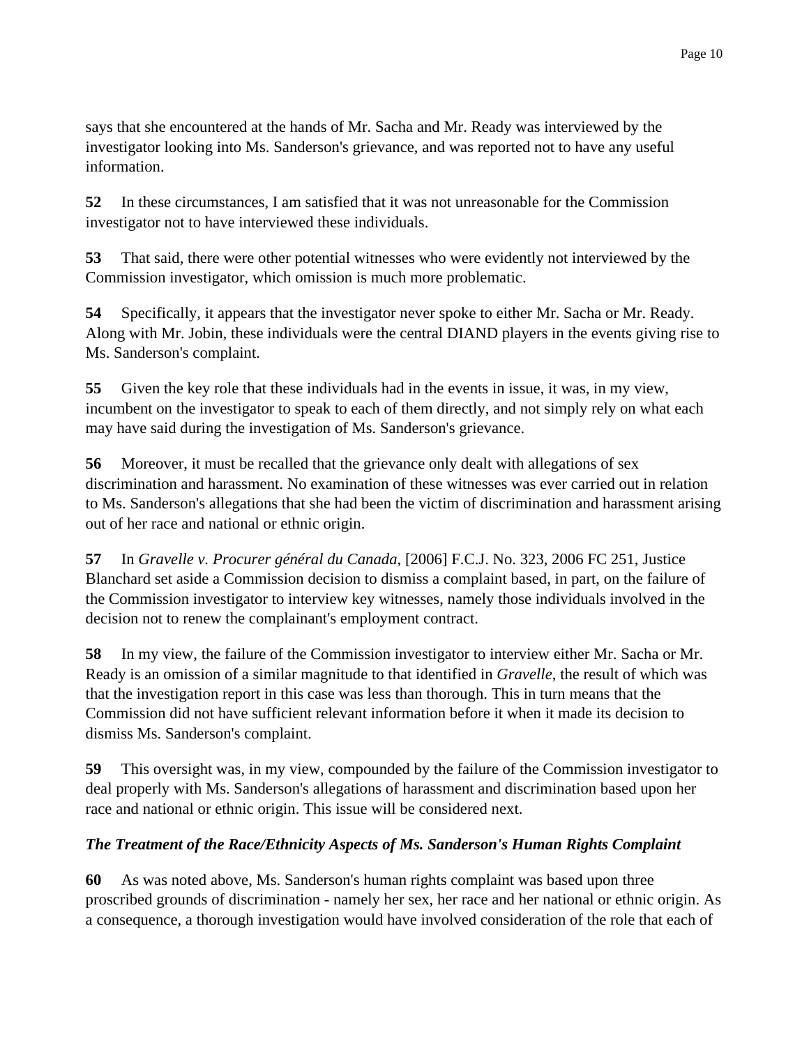says that she encountered at the hands of Mr. Sacha and Mr. Ready was interviewed by the investigator looking into Ms. Sanderson's grievance, and was reported not to have any useful information.

**52** In these circumstances, I am satisfied that it was not unreasonable for the Commission investigator not to have interviewed these individuals.

**53** That said, there were other potential witnesses who were evidently not interviewed by the Commission investigator, which omission is much more problematic.

**54** Specifically, it appears that the investigator never spoke to either Mr. Sacha or Mr. Ready. Along with Mr. Jobin, these individuals were the central DIAND players in the events giving rise to Ms. Sanderson's complaint.

**55** Given the key role that these individuals had in the events in issue, it was, in my view, incumbent on the investigator to speak to each of them directly, and not simply rely on what each may have said during the investigation of Ms. Sanderson's grievance.

**56** Moreover, it must be recalled that the grievance only dealt with allegations of sex discrimination and harassment. No examination of these witnesses was ever carried out in relation to Ms. Sanderson's allegations that she had been the victim of discrimination and harassment arising out of her race and national or ethnic origin.

**57** In *Gravelle v. Procurer général du Canada*, [2006] F.C.J. No. 323, 2006 FC 251, Justice Blanchard set aside a Commission decision to dismiss a complaint based, in part, on the failure of the Commission investigator to interview key witnesses, namely those individuals involved in the decision not to renew the complainant's employment contract.

**58** In my view, the failure of the Commission investigator to interview either Mr. Sacha or Mr. Ready is an omission of a similar magnitude to that identified in *Gravelle*, the result of which was that the investigation report in this case was less than thorough. This in turn means that the Commission did not have sufficient relevant information before it when it made its decision to dismiss Ms. Sanderson's complaint.

**59** This oversight was, in my view, compounded by the failure of the Commission investigator to deal properly with Ms. Sanderson's allegations of harassment and discrimination based upon her race and national or ethnic origin. This issue will be considered next.

### *The Treatment of the Race/Ethnicity Aspects of Ms. Sanderson's Human Rights Complaint*

**60** As was noted above, Ms. Sanderson's human rights complaint was based upon three proscribed grounds of discrimination - namely her sex, her race and her national or ethnic origin. As a consequence, a thorough investigation would have involved consideration of the role that each of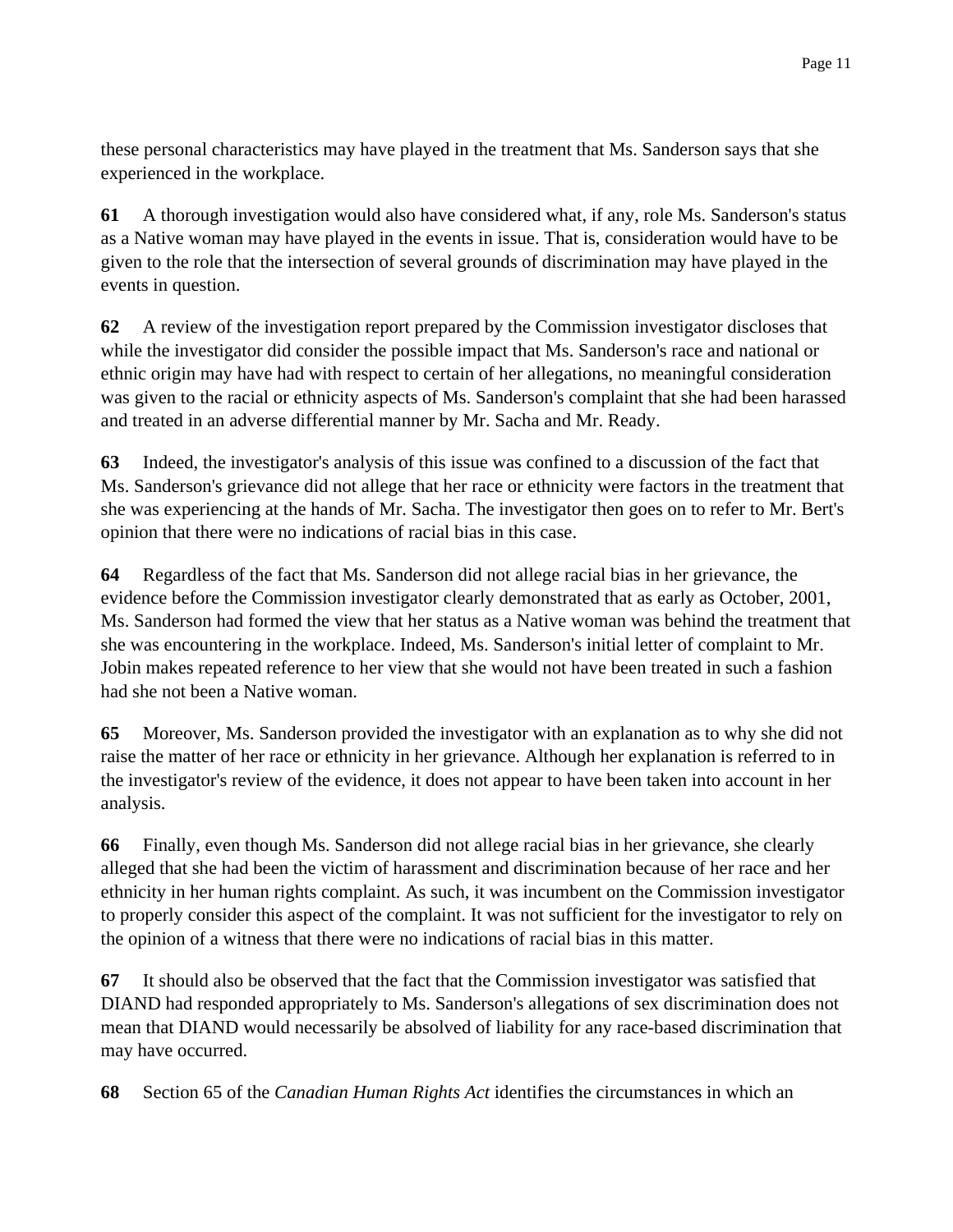these personal characteristics may have played in the treatment that Ms. Sanderson says that she experienced in the workplace.

**61** A thorough investigation would also have considered what, if any, role Ms. Sanderson's status as a Native woman may have played in the events in issue. That is, consideration would have to be given to the role that the intersection of several grounds of discrimination may have played in the events in question.

**62** A review of the investigation report prepared by the Commission investigator discloses that while the investigator did consider the possible impact that Ms. Sanderson's race and national or ethnic origin may have had with respect to certain of her allegations, no meaningful consideration was given to the racial or ethnicity aspects of Ms. Sanderson's complaint that she had been harassed and treated in an adverse differential manner by Mr. Sacha and Mr. Ready.

**63** Indeed, the investigator's analysis of this issue was confined to a discussion of the fact that Ms. Sanderson's grievance did not allege that her race or ethnicity were factors in the treatment that she was experiencing at the hands of Mr. Sacha. The investigator then goes on to refer to Mr. Bert's opinion that there were no indications of racial bias in this case.

**64** Regardless of the fact that Ms. Sanderson did not allege racial bias in her grievance, the evidence before the Commission investigator clearly demonstrated that as early as October, 2001, Ms. Sanderson had formed the view that her status as a Native woman was behind the treatment that she was encountering in the workplace. Indeed, Ms. Sanderson's initial letter of complaint to Mr. Jobin makes repeated reference to her view that she would not have been treated in such a fashion had she not been a Native woman.

**65** Moreover, Ms. Sanderson provided the investigator with an explanation as to why she did not raise the matter of her race or ethnicity in her grievance. Although her explanation is referred to in the investigator's review of the evidence, it does not appear to have been taken into account in her analysis.

**66** Finally, even though Ms. Sanderson did not allege racial bias in her grievance, she clearly alleged that she had been the victim of harassment and discrimination because of her race and her ethnicity in her human rights complaint. As such, it was incumbent on the Commission investigator to properly consider this aspect of the complaint. It was not sufficient for the investigator to rely on the opinion of a witness that there were no indications of racial bias in this matter.

**67** It should also be observed that the fact that the Commission investigator was satisfied that DIAND had responded appropriately to Ms. Sanderson's allegations of sex discrimination does not mean that DIAND would necessarily be absolved of liability for any race-based discrimination that may have occurred.

**68** Section 65 of the *Canadian Human Rights Act* identifies the circumstances in which an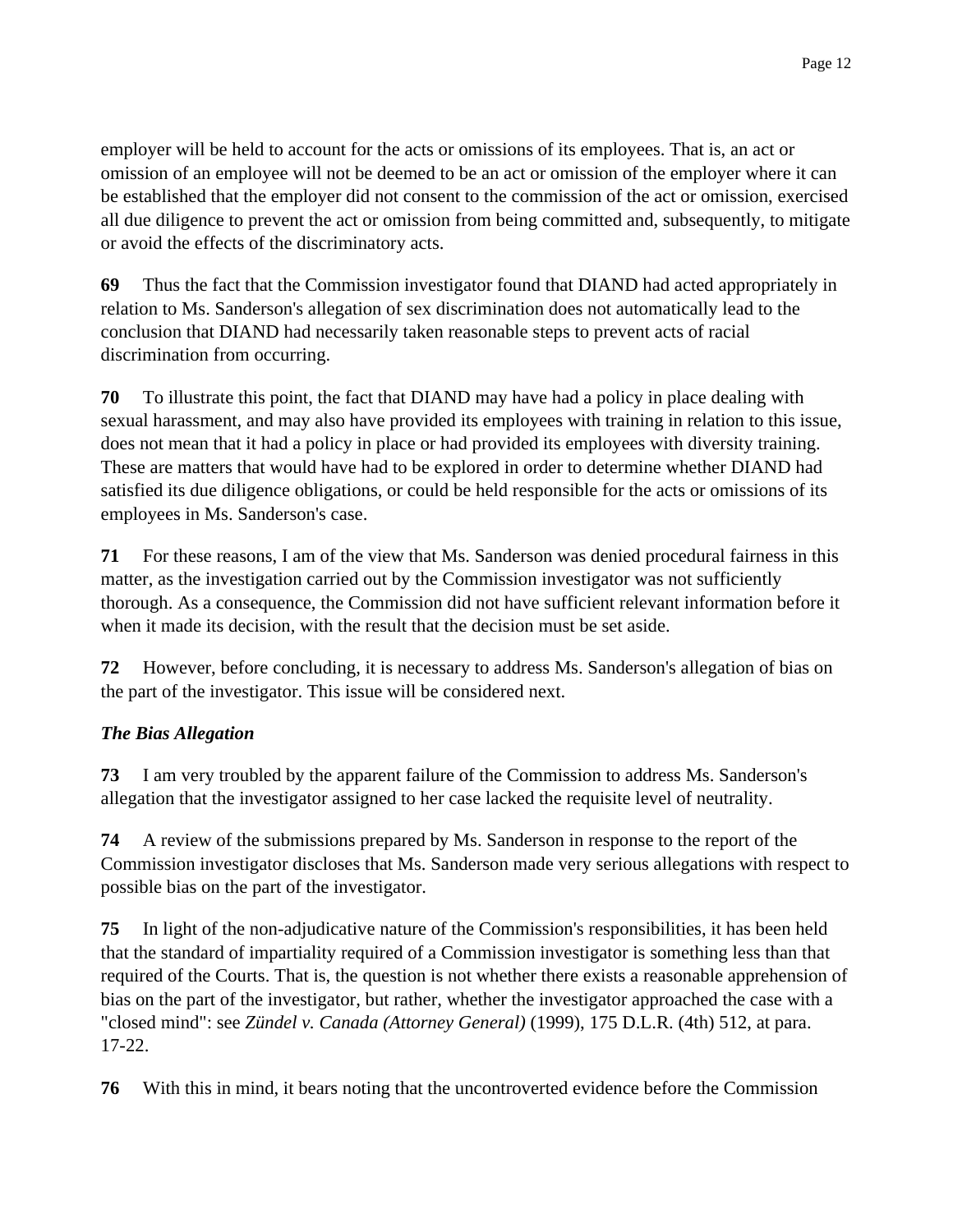employer will be held to account for the acts or omissions of its employees. That is, an act or omission of an employee will not be deemed to be an act or omission of the employer where it can be established that the employer did not consent to the commission of the act or omission, exercised all due diligence to prevent the act or omission from being committed and, subsequently, to mitigate or avoid the effects of the discriminatory acts.

**69** Thus the fact that the Commission investigator found that DIAND had acted appropriately in relation to Ms. Sanderson's allegation of sex discrimination does not automatically lead to the conclusion that DIAND had necessarily taken reasonable steps to prevent acts of racial discrimination from occurring.

**70** To illustrate this point, the fact that DIAND may have had a policy in place dealing with sexual harassment, and may also have provided its employees with training in relation to this issue, does not mean that it had a policy in place or had provided its employees with diversity training. These are matters that would have had to be explored in order to determine whether DIAND had satisfied its due diligence obligations, or could be held responsible for the acts or omissions of its employees in Ms. Sanderson's case.

**71** For these reasons, I am of the view that Ms. Sanderson was denied procedural fairness in this matter, as the investigation carried out by the Commission investigator was not sufficiently thorough. As a consequence, the Commission did not have sufficient relevant information before it when it made its decision, with the result that the decision must be set aside.

**72** However, before concluding, it is necessary to address Ms. Sanderson's allegation of bias on the part of the investigator. This issue will be considered next.

***The Bias Allegation***

**73** I am very troubled by the apparent failure of the Commission to address Ms. Sanderson's allegation that the investigator assigned to her case lacked the requisite level of neutrality.

**74** A review of the submissions prepared by Ms. Sanderson in response to the report of the Commission investigator discloses that Ms. Sanderson made very serious allegations with respect to possible bias on the part of the investigator.

**75** In light of the non-adjudicative nature of the Commission's responsibilities, it has been held that the standard of impartiality required of a Commission investigator is something less than that required of the Courts. That is, the question is not whether there exists a reasonable apprehension of bias on the part of the investigator, but rather, whether the investigator approached the case with a "closed mind": see *Zündel v. Canada (Attorney General)* (1999), 175 D.L.R. (4th) 512, at para. 17-22.

**76** With this in mind, it bears noting that the uncontroverted evidence before the Commission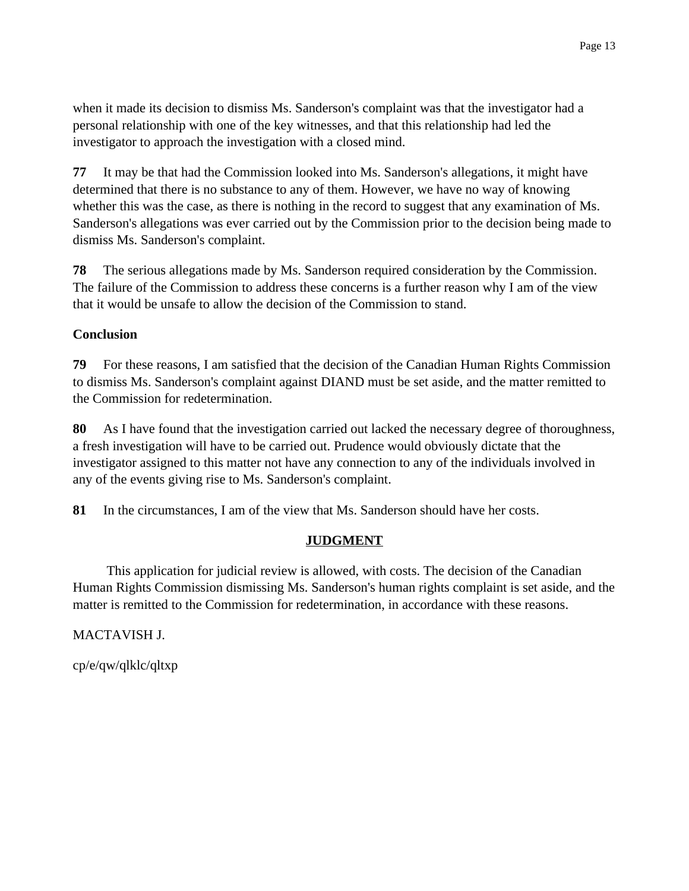when it made its decision to dismiss Ms. Sanderson's complaint was that the investigator had a personal relationship with one of the key witnesses, and that this relationship had led the investigator to approach the investigation with a closed mind.

**77** It may be that had the Commission looked into Ms. Sanderson's allegations, it might have determined that there is no substance to any of them. However, we have no way of knowing whether this was the case, as there is nothing in the record to suggest that any examination of Ms. Sanderson's allegations was ever carried out by the Commission prior to the decision being made to dismiss Ms. Sanderson's complaint.

**78** The serious allegations made by Ms. Sanderson required consideration by the Commission. The failure of the Commission to address these concerns is a further reason why I am of the view that it would be unsafe to allow the decision of the Commission to stand.

**Conclusion**

**79** For these reasons, I am satisfied that the decision of the Canadian Human Rights Commission to dismiss Ms. Sanderson's complaint against DIAND must be set aside, and the matter remitted to the Commission for redetermination.

**80** As I have found that the investigation carried out lacked the necessary degree of thoroughness, a fresh investigation will have to be carried out. Prudence would obviously dictate that the investigator assigned to this matter not have any connection to any of the individuals involved in any of the events giving rise to Ms. Sanderson's complaint.

**81** In the circumstances, I am of the view that Ms. Sanderson should have her costs.

**JUDGMENT**

This application for judicial review is allowed, with costs. The decision of the Canadian Human Rights Commission dismissing Ms. Sanderson's human rights complaint is set aside, and the matter is remitted to the Commission for redetermination, in accordance with these reasons.

MACTAVISH J.

cp/e/qw/qlklc/qltxp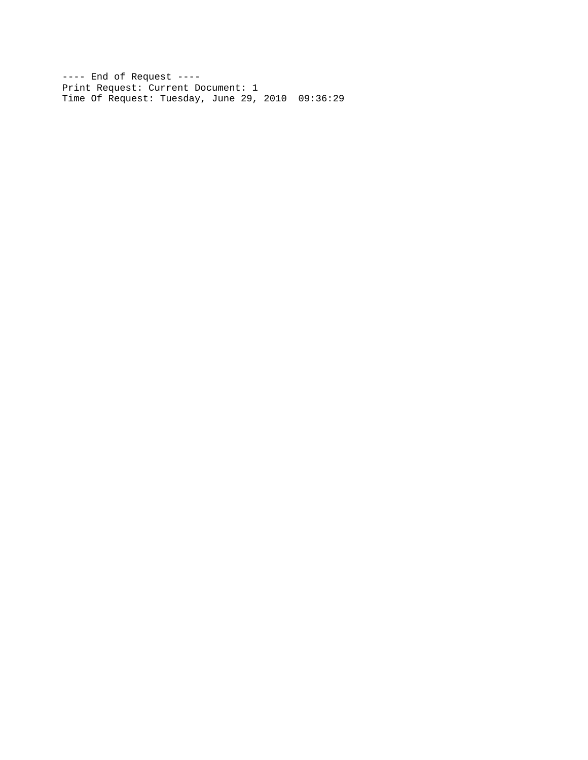---- End of Request ----
Print Request: Current Document: 1
Time Of Request: Tuesday, June 29, 2010  09:36:29